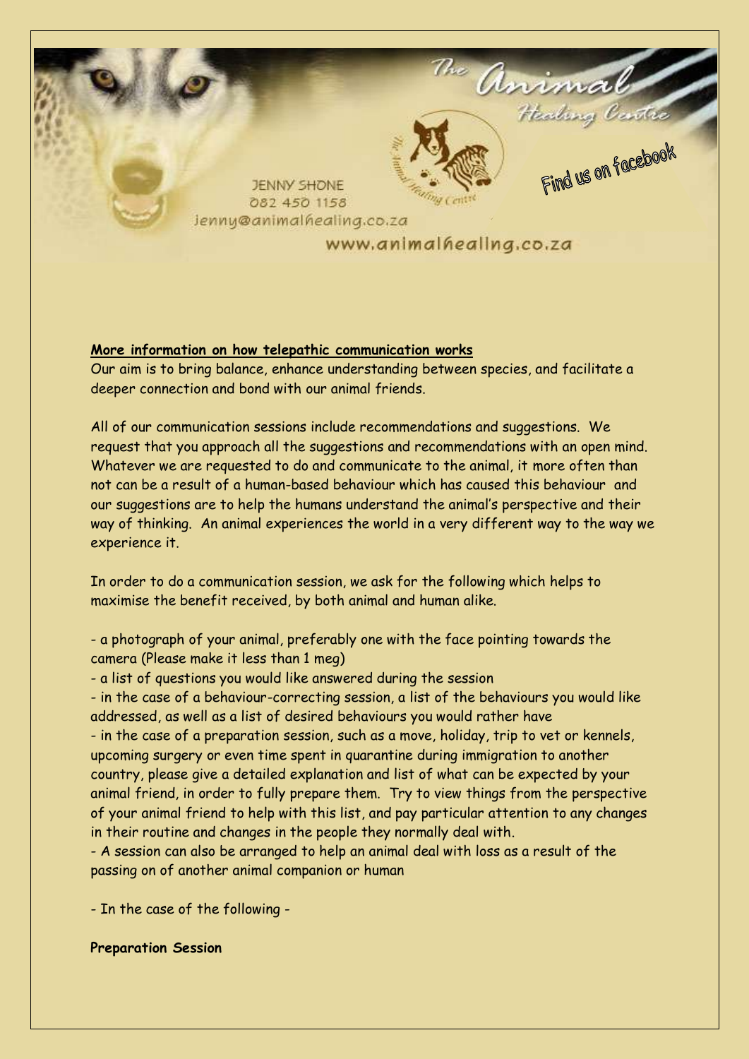The Animal Healing Centre

JENNY SHONE
082 450 1158
jenny@animalhealing.co.za

www.animalhealing.co.za

Find us on facebook

**More information on how telepathic communication works**

Our aim is to bring balance, enhance understanding between species, and facilitate a deeper connection and bond with our animal friends.

All of our communication sessions include recommendations and suggestions. We request that you approach all the suggestions and recommendations with an open mind. Whatever we are requested to do and communicate to the animal, it more often than not can be a result of a human-based behaviour which has caused this behaviour and our suggestions are to help the humans understand the animal's perspective and their way of thinking. An animal experiences the world in a very different way to the way we experience it.

In order to do a communication session, we ask for the following which helps to maximise the benefit received, by both animal and human alike.

- a photograph of your animal, preferably one with the face pointing towards the camera (Please make it less than 1 meg)
- a list of questions you would like answered during the session
- in the case of a behaviour-correcting session, a list of the behaviours you would like addressed, as well as a list of desired behaviours you would rather have
- in the case of a preparation session, such as a move, holiday, trip to vet or kennels, upcoming surgery or even time spent in quarantine during immigration to another country, please give a detailed explanation and list of what can be expected by your animal friend, in order to fully prepare them. Try to view things from the perspective of your animal friend to help with this list, and pay particular attention to any changes in their routine and changes in the people they normally deal with.
- A session can also be arranged to help an animal deal with loss as a result of the passing on of another animal companion or human

- In the case of the following -

**Preparation Session**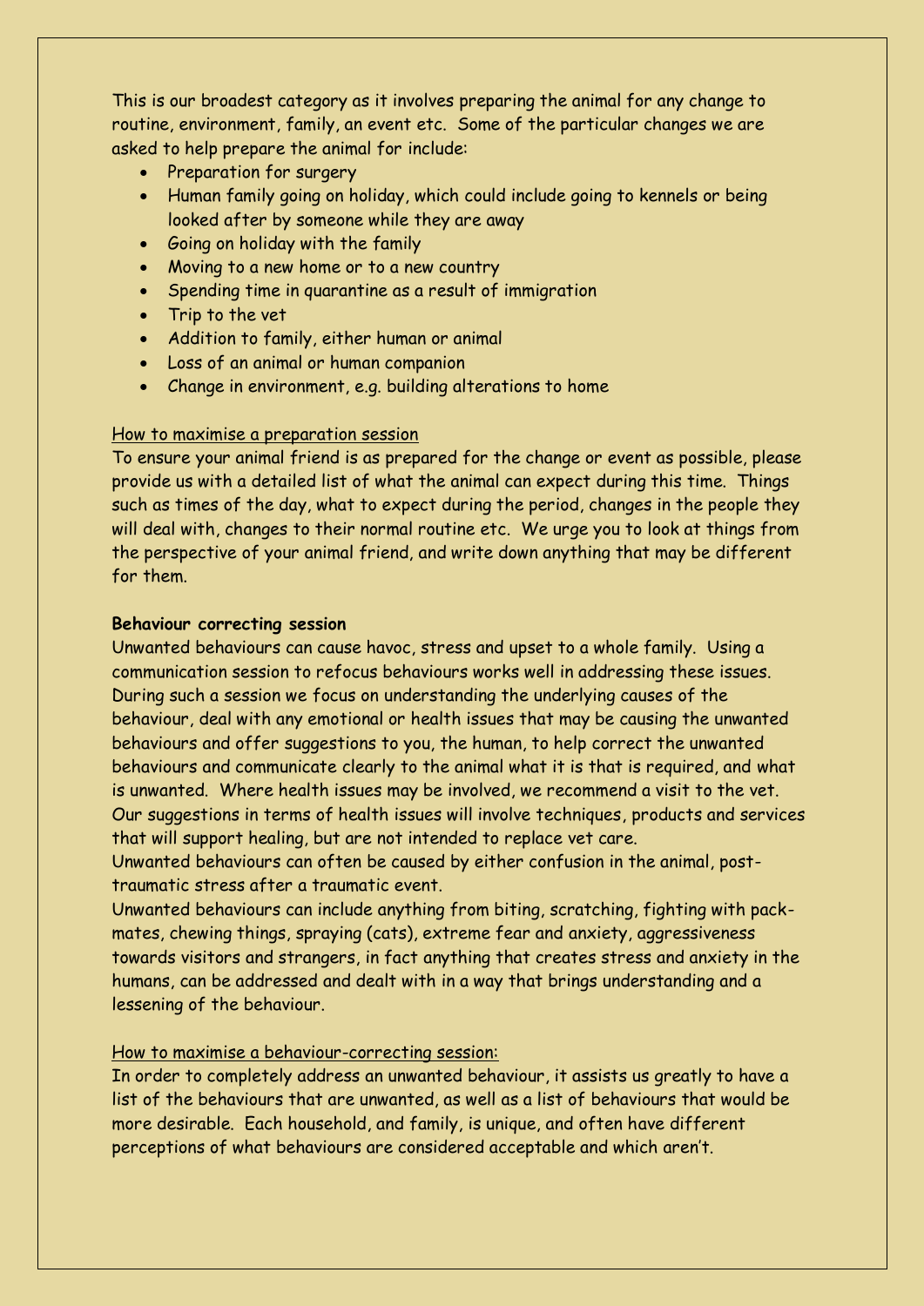This is our broadest category as it involves preparing the animal for any change to routine, environment, family, an event etc. Some of the particular changes we are asked to help prepare the animal for include:

- Preparation for surgery
- Human family going on holiday, which could include going to kennels or being looked after by someone while they are away
- Going on holiday with the family
- Moving to a new home or to a new country
- Spending time in quarantine as a result of immigration
- Trip to the vet
- Addition to family, either human or animal
- Loss of an animal or human companion
- Change in environment, e.g. building alterations to home

<u>How to maximise a preparation session</u>

To ensure your animal friend is as prepared for the change or event as possible, please provide us with a detailed list of what the animal can expect during this time. Things such as times of the day, what to expect during the period, changes in the people they will deal with, changes to their normal routine etc. We urge you to look at things from the perspective of your animal friend, and write down anything that may be different for them.

**Behaviour correcting session**

Unwanted behaviours can cause havoc, stress and upset to a whole family. Using a communication session to refocus behaviours works well in addressing these issues. During such a session we focus on understanding the underlying causes of the behaviour, deal with any emotional or health issues that may be causing the unwanted behaviours and offer suggestions to you, the human, to help correct the unwanted behaviours and communicate clearly to the animal what it is that is required, and what is unwanted. Where health issues may be involved, we recommend a visit to the vet. Our suggestions in terms of health issues will involve techniques, products and services that will support healing, but are not intended to replace vet care.

Unwanted behaviours can often be caused by either confusion in the animal, post-traumatic stress after a traumatic event.

Unwanted behaviours can include anything from biting, scratching, fighting with pack-mates, chewing things, spraying (cats), extreme fear and anxiety, aggressiveness towards visitors and strangers, in fact anything that creates stress and anxiety in the humans, can be addressed and dealt with in a way that brings understanding and a lessening of the behaviour.

<u>How to maximise a behaviour-correcting session:</u>

In order to completely address an unwanted behaviour, it assists us greatly to have a list of the behaviours that are unwanted, as well as a list of behaviours that would be more desirable. Each household, and family, is unique, and often have different perceptions of what behaviours are considered acceptable and which aren't.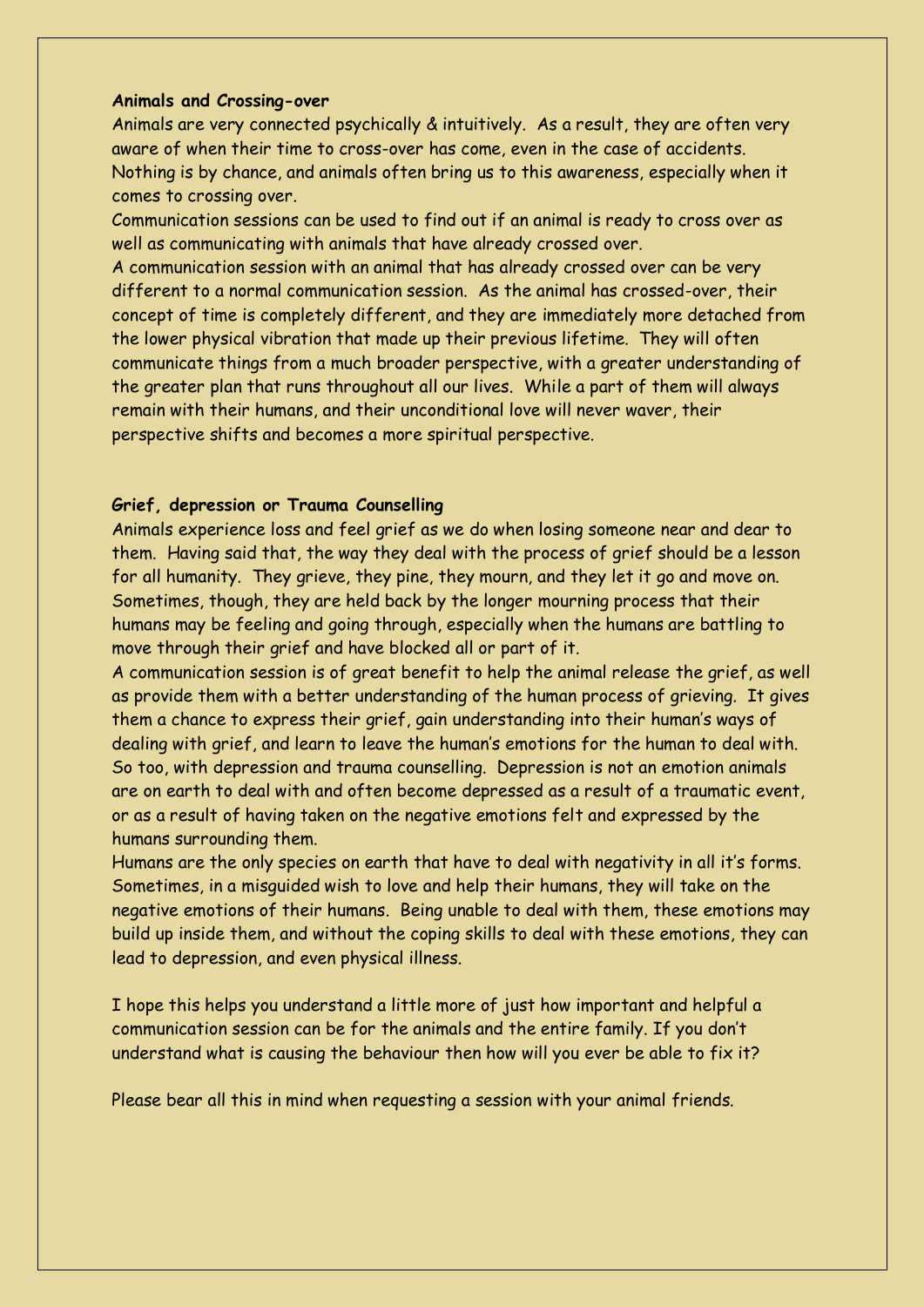**Animals and Crossing-over**

Animals are very connected psychically & intuitively. As a result, they are often very aware of when their time to cross-over has come, even in the case of accidents. Nothing is by chance, and animals often bring us to this awareness, especially when it comes to crossing over.

Communication sessions can be used to find out if an animal is ready to cross over as well as communicating with animals that have already crossed over.

A communication session with an animal that has already crossed over can be very different to a normal communication session. As the animal has crossed-over, their concept of time is completely different, and they are immediately more detached from the lower physical vibration that made up their previous lifetime. They will often communicate things from a much broader perspective, with a greater understanding of the greater plan that runs throughout all our lives. While a part of them will always remain with their humans, and their unconditional love will never waver, their perspective shifts and becomes a more spiritual perspective.

**Grief, depression or Trauma Counselling**

Animals experience loss and feel grief as we do when losing someone near and dear to them. Having said that, the way they deal with the process of grief should be a lesson for all humanity. They grieve, they pine, they mourn, and they let it go and move on. Sometimes, though, they are held back by the longer mourning process that their humans may be feeling and going through, especially when the humans are battling to move through their grief and have blocked all or part of it.

A communication session is of great benefit to help the animal release the grief, as well as provide them with a better understanding of the human process of grieving. It gives them a chance to express their grief, gain understanding into their human's ways of dealing with grief, and learn to leave the human's emotions for the human to deal with.

So too, with depression and trauma counselling. Depression is not an emotion animals are on earth to deal with and often become depressed as a result of a traumatic event, or as a result of having taken on the negative emotions felt and expressed by the humans surrounding them.

Humans are the only species on earth that have to deal with negativity in all it's forms. Sometimes, in a misguided wish to love and help their humans, they will take on the negative emotions of their humans. Being unable to deal with them, these emotions may build up inside them, and without the coping skills to deal with these emotions, they can lead to depression, and even physical illness.

I hope this helps you understand a little more of just how important and helpful a communication session can be for the animals and the entire family. If you don't understand what is causing the behaviour then how will you ever be able to fix it?

Please bear all this in mind when requesting a session with your animal friends.